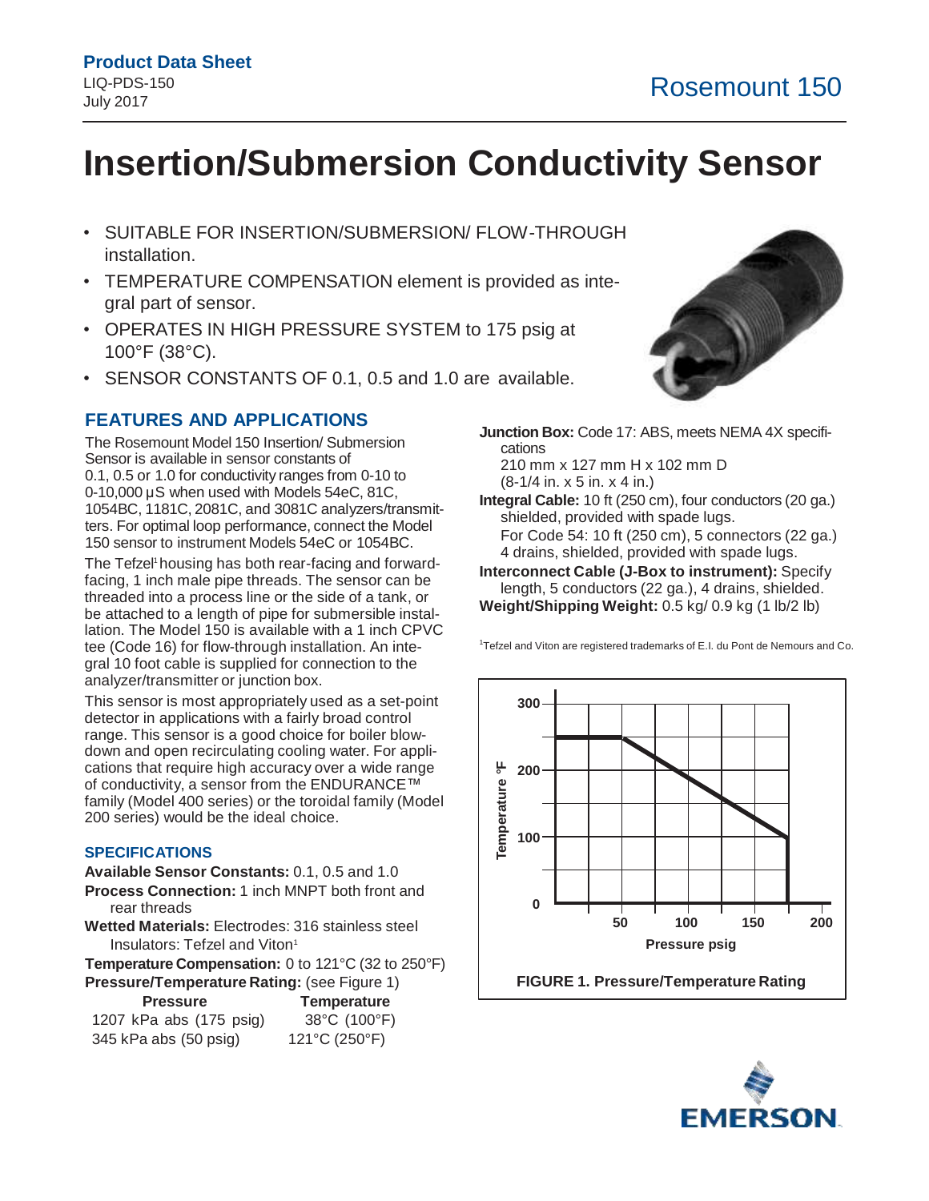**Product Data Sheet**
LIQ-PDS-150
July 2017

Rosemount 150

# Insertion/Submersion Conductivity Sensor

- SUITABLE FOR INSERTION/SUBMERSION/ FLOW-THROUGH installation.
- TEMPERATURE COMPENSATION element is provided as integral part of sensor.
- OPERATES IN HIGH PRESSURE SYSTEM to 175 psig at 100°F (38°C).
- SENSOR CONSTANTS OF 0.1, 0.5 and 1.0 are available.

## FEATURES AND APPLICATIONS

The Rosemount Model 150 Insertion/ Submersion Sensor is available in sensor constants of 0.1, 0.5 or 1.0 for conductivity ranges from 0-10 to 0-10,000 µS when used with Models 54eC, 81C, 1054BC, 1181C, 2081C, and 3081C analyzers/transmitters. For optimal loop performance, connect the Model 150 sensor to instrument Models 54eC or 1054BC.

The Tefzel[1] housing has both rear-facing and forward-facing, 1 inch male pipe threads. The sensor can be threaded into a process line or the side of a tank, or be attached to a length of pipe for submersible installation. The Model 150 is available with a 1 inch CPVC tee (Code 16) for flow-through installation. An integral 10 foot cable is supplied for connection to the analyzer/transmitter or junction box.

This sensor is most appropriately used as a set-point detector in applications with a fairly broad control range. This sensor is a good choice for boiler blowdown and open recirculating cooling water. For applications that require high accuracy over a wide range of conductivity, a sensor from the ENDURANCE™ family (Model 400 series) or the toroidal family (Model 200 series) would be the ideal choice.

### SPECIFICATIONS

**Available Sensor Constants:** 0.1, 0.5 and 1.0

**Process Connection:** 1 inch MNPT both front and rear threads

**Wetted Materials:** Electrodes: 316 stainless steel
Insulators: Tefzel and Viton[1]

**Temperature Compensation:** 0 to 121°C (32 to 250°F)

**Pressure/Temperature Rating:** (see Figure 1)

| Pressure | Temperature |
|---|---|
| 1207 kPa abs (175 psig) | 38°C (100°F) |
| 345 kPa abs (50 psig) | 121°C (250°F) |

**Junction Box:** Code 17: ABS, meets NEMA 4X specifications
210 mm x 127 mm H x 102 mm D
(8-1/4 in. x 5 in. x 4 in.)

**Integral Cable:** 10 ft (250 cm), four conductors (20 ga.) shielded, provided with spade lugs.
For Code 54: 10 ft (250 cm), 5 connectors (22 ga.) 4 drains, shielded, provided with spade lugs.

**Interconnect Cable (J-Box to instrument):** Specify length, 5 conductors (22 ga.), 4 drains, shielded.

**Weight/Shipping Weight:** 0.5 kg/ 0.9 kg (1 lb/2 lb)

[1]Tefzel and Viton are registered trademarks of E.I. du Pont de Nemours and Co.

**FIGURE 1. Pressure/Temperature Rating**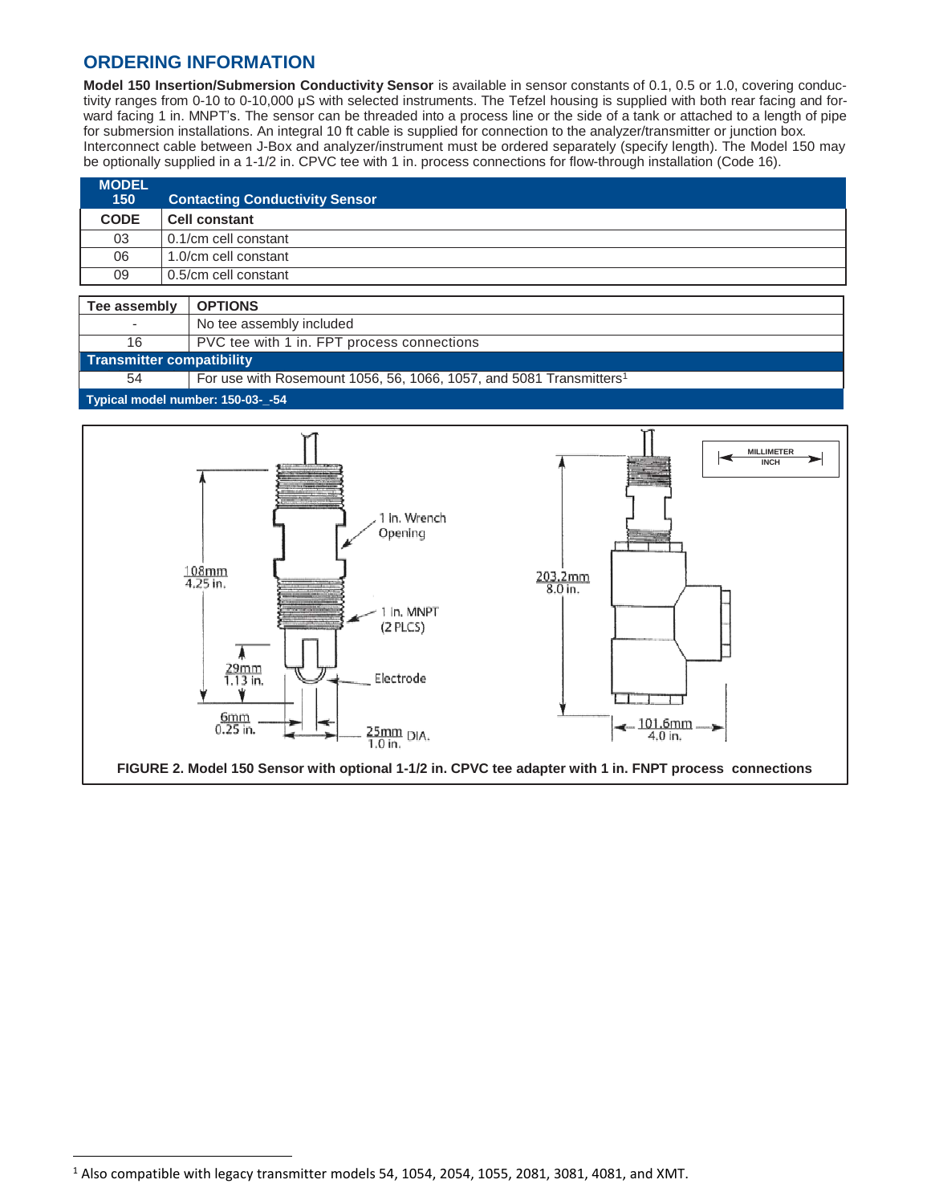## ORDERING INFORMATION

**Model 150 Insertion/Submersion Conductivity Sensor** is available in sensor constants of 0.1, 0.5 or 1.0, covering conductivity ranges from 0-10 to 0-10,000 µS with selected instruments. The Tefzel housing is supplied with both rear facing and forward facing 1 in. MNPT's. The sensor can be threaded into a process line or the side of a tank or attached to a length of pipe for submersion installations. An integral 10 ft cable is supplied for connection to the analyzer/transmitter or junction box. Interconnect cable between J-Box and analyzer/instrument must be ordered separately (specify length). The Model 150 may be optionally supplied in a 1-1/2 in. CPVC tee with 1 in. process connections for flow-through installation (Code 16).

| MODEL 150 | Contacting Conductivity Sensor |
|---|---|
| **CODE** | **Cell constant** |
| 03 | 0.1/cm cell constant |
| 06 | 1.0/cm cell constant |
| 09 | 0.5/cm cell constant |

| Tee assembly | OPTIONS |
|---|---|
| - | No tee assembly included |
| 16 | PVC tee with 1 in. FPT process connections |
| **Transmitter compatibility** | |
| 54 | For use with Rosemount 1056, 56, 1066, 1057, and 5081 Transmitters[1] |
| **Typical model number: 150-03-_-54** | |

1 In. Wrench Opening

1 In. MNPT (2 PLCS)

Electrode

108mm 4.25 in.

29mm 1.13 in.

6mm 0.25 in.

25mm DIA. 1.0 in.

203.2mm 8.0 in.

101.6mm 4.0 in.

MILLIMETER / INCH

**FIGURE 2. Model 150 Sensor with optional 1-1/2 in. CPVC tee adapter with 1 in. FNPT process connections**

[1] Also compatible with legacy transmitter models 54, 1054, 2054, 1055, 2081, 3081, 4081, and XMT.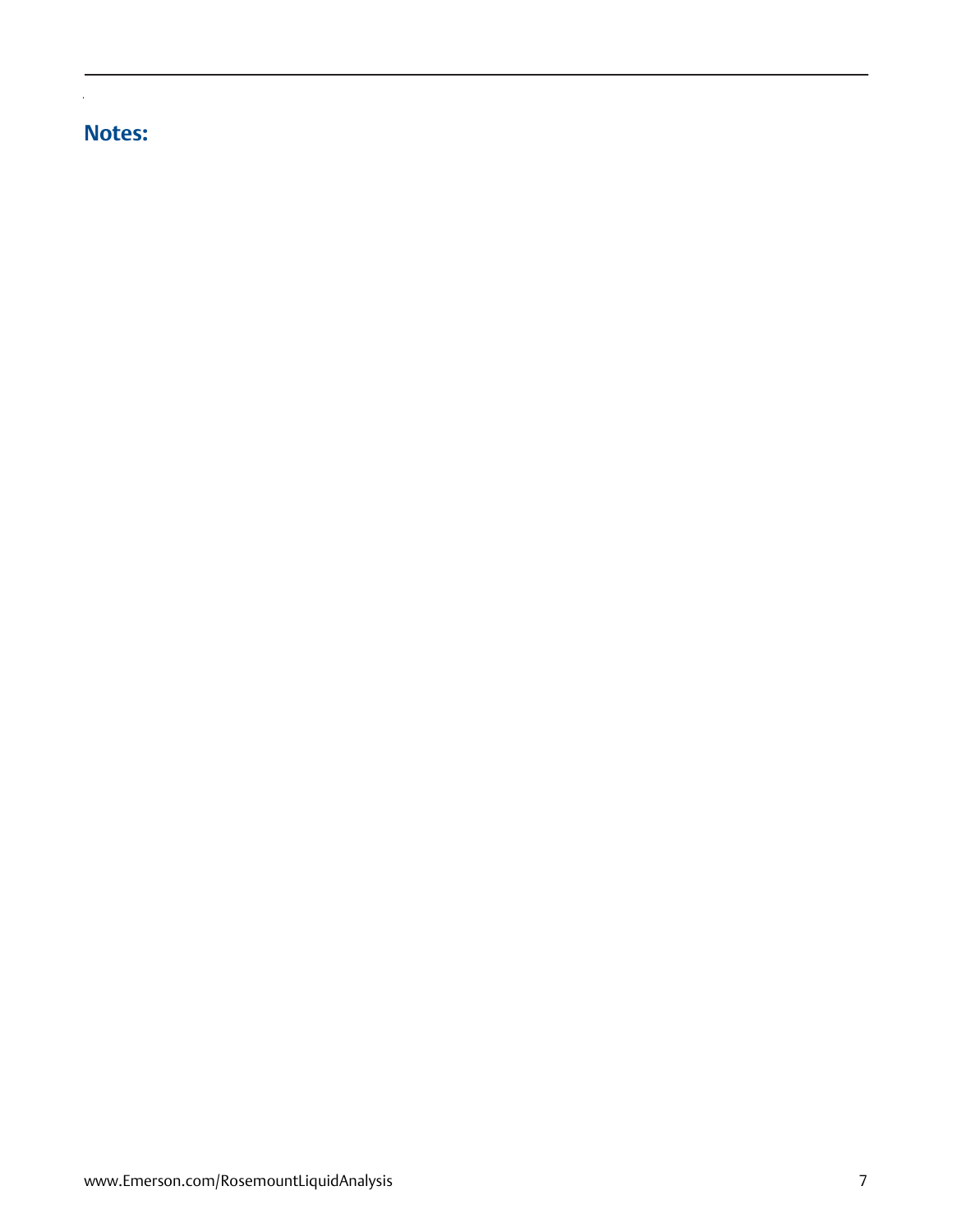## Notes: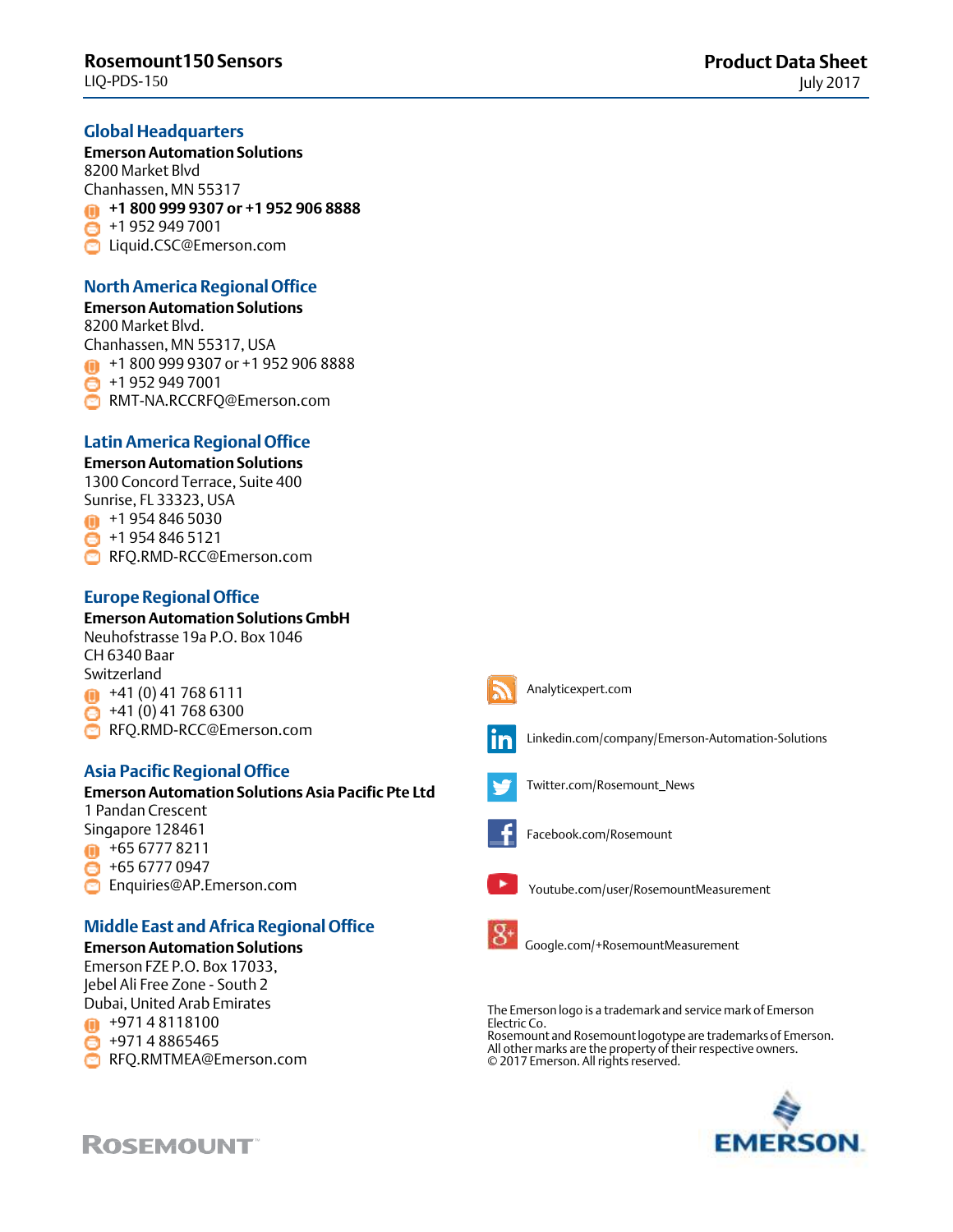## Global Headquarters

**Emerson Automation Solutions**
8200 Market Blvd
Chanhassen, MN 55317
**+1 800 999 9307 or +1 952 906 8888**
+1 952 949 7001
Liquid.CSC@Emerson.com

## North America Regional Office

**Emerson Automation Solutions**
8200 Market Blvd.
Chanhassen, MN 55317, USA
+1 800 999 9307 or +1 952 906 8888
+1 952 949 7001
RMT-NA.RCCRFQ@Emerson.com

## Latin America Regional Office

**Emerson Automation Solutions**
1300 Concord Terrace, Suite 400
Sunrise, FL 33323, USA
+1 954 846 5030
+1 954 846 5121
RFQ.RMD-RCC@Emerson.com

## Europe Regional Office

**Emerson Automation Solutions GmbH**
Neuhofstrasse 19a P.O. Box 1046
CH 6340 Baar
Switzerland
+41 (0) 41 768 6111
+41 (0) 41 768 6300
RFQ.RMD-RCC@Emerson.com

## Asia Pacific Regional Office

**Emerson Automation Solutions Asia Pacific Pte Ltd**
1 Pandan Crescent
Singapore 128461
+65 6777 8211
+65 6777 0947
Enquiries@AP.Emerson.com

## Middle East and Africa Regional Office

**Emerson Automation Solutions**
Emerson FZE P.O. Box 17033,
Jebel Ali Free Zone - South 2
Dubai, United Arab Emirates
+971 4 8118100
+971 4 8865465
RFQ.RMTMEA@Emerson.com

Analyticexpert.com

Linkedin.com/company/Emerson-Automation-Solutions

Twitter.com/Rosemount_News

Facebook.com/Rosemount

Youtube.com/user/RosemountMeasurement

Google.com/+RosemountMeasurement

The Emerson logo is a trademark and service mark of Emerson Electric Co.
Rosemount and Rosemount logotype are trademarks of Emerson.
All other marks are the property of their respective owners.
© 2017 Emerson. All rights reserved.

ROSEMOUNT

EMERSON